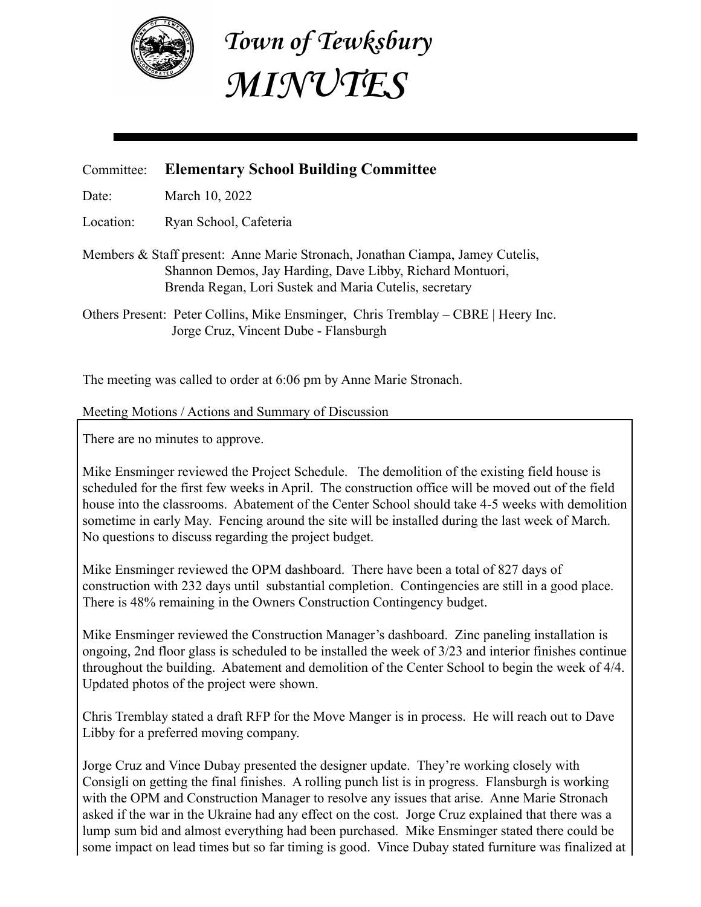# Town of Tewksbury
# MINUTES

Committee: **Elementary School Building Committee**

Date: March 10, 2022

Location: Ryan School, Cafeteria

Members & Staff present: Anne Marie Stronach, Jonathan Ciampa, Jamey Cutelis, Shannon Demos, Jay Harding, Dave Libby, Richard Montuori, Brenda Regan, Lori Sustek and Maria Cutelis, secretary

Others Present: Peter Collins, Mike Ensminger, Chris Tremblay – CBRE | Heery Inc. Jorge Cruz, Vincent Dube - Flansburgh

The meeting was called to order at 6:06 pm by Anne Marie Stronach.

Meeting Motions / Actions and Summary of Discussion

There are no minutes to approve.

Mike Ensminger reviewed the Project Schedule. The demolition of the existing field house is scheduled for the first few weeks in April. The construction office will be moved out of the field house into the classrooms. Abatement of the Center School should take 4-5 weeks with demolition sometime in early May. Fencing around the site will be installed during the last week of March. No questions to discuss regarding the project budget.

Mike Ensminger reviewed the OPM dashboard. There have been a total of 827 days of construction with 232 days until substantial completion. Contingencies are still in a good place. There is 48% remaining in the Owners Construction Contingency budget.

Mike Ensminger reviewed the Construction Manager's dashboard. Zinc paneling installation is ongoing, 2nd floor glass is scheduled to be installed the week of 3/23 and interior finishes continue throughout the building. Abatement and demolition of the Center School to begin the week of 4/4. Updated photos of the project were shown.

Chris Tremblay stated a draft RFP for the Move Manger is in process. He will reach out to Dave Libby for a preferred moving company.

Jorge Cruz and Vince Dubay presented the designer update. They're working closely with Consigli on getting the final finishes. A rolling punch list is in progress. Flansburgh is working with the OPM and Construction Manager to resolve any issues that arise. Anne Marie Stronach asked if the war in the Ukraine had any effect on the cost. Jorge Cruz explained that there was a lump sum bid and almost everything had been purchased. Mike Ensminger stated there could be some impact on lead times but so far timing is good. Vince Dubay stated furniture was finalized at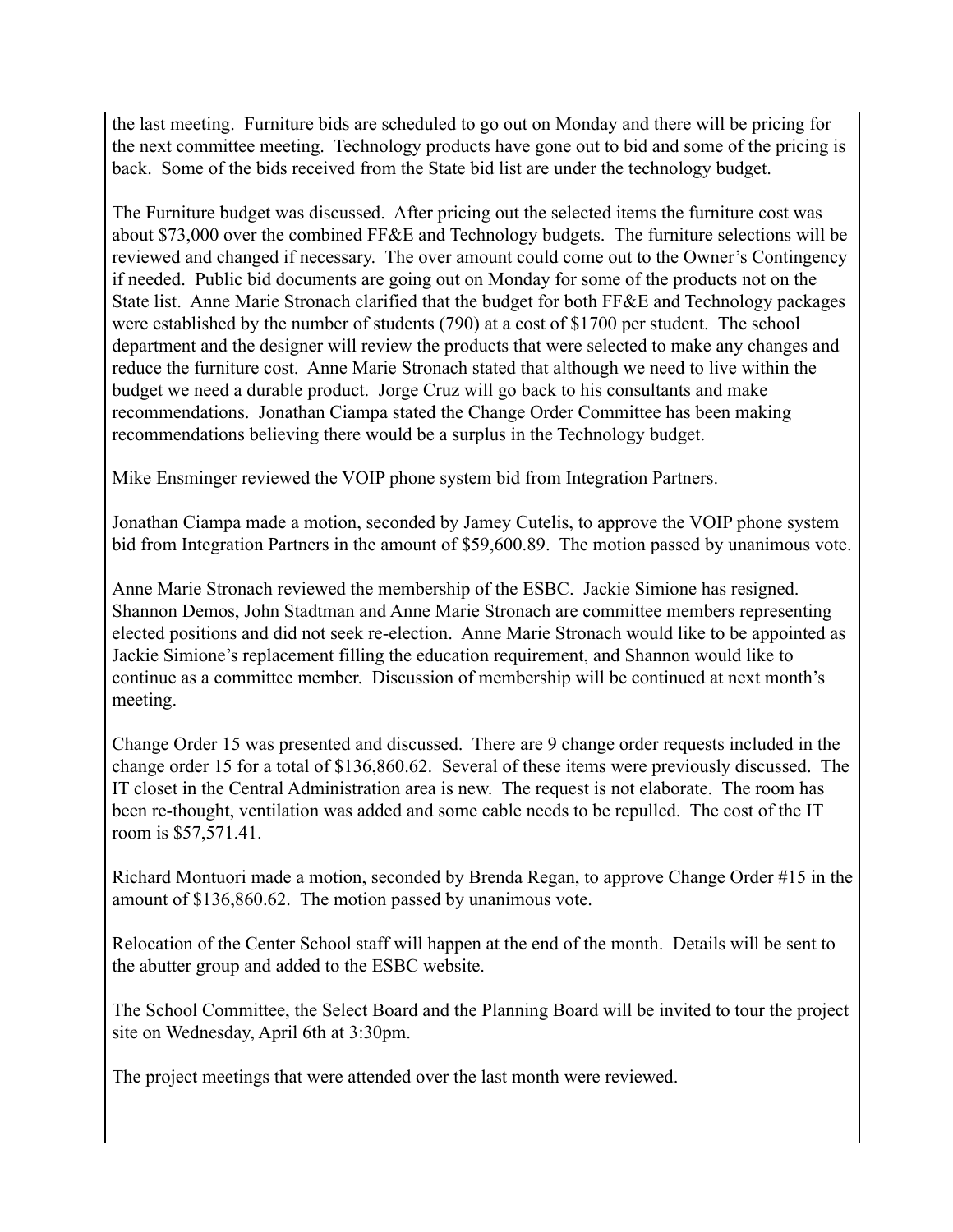the last meeting. Furniture bids are scheduled to go out on Monday and there will be pricing for the next committee meeting. Technology products have gone out to bid and some of the pricing is back. Some of the bids received from the State bid list are under the technology budget.

The Furniture budget was discussed. After pricing out the selected items the furniture cost was about $73,000 over the combined FF&E and Technology budgets. The furniture selections will be reviewed and changed if necessary. The over amount could come out to the Owner's Contingency if needed. Public bid documents are going out on Monday for some of the products not on the State list. Anne Marie Stronach clarified that the budget for both FF&E and Technology packages were established by the number of students (790) at a cost of $1700 per student. The school department and the designer will review the products that were selected to make any changes and reduce the furniture cost. Anne Marie Stronach stated that although we need to live within the budget we need a durable product. Jorge Cruz will go back to his consultants and make recommendations. Jonathan Ciampa stated the Change Order Committee has been making recommendations believing there would be a surplus in the Technology budget.

Mike Ensminger reviewed the VOIP phone system bid from Integration Partners.

Jonathan Ciampa made a motion, seconded by Jamey Cutelis, to approve the VOIP phone system bid from Integration Partners in the amount of $59,600.89. The motion passed by unanimous vote.

Anne Marie Stronach reviewed the membership of the ESBC. Jackie Simione has resigned. Shannon Demos, John Stadtman and Anne Marie Stronach are committee members representing elected positions and did not seek re-election. Anne Marie Stronach would like to be appointed as Jackie Simione's replacement filling the education requirement, and Shannon would like to continue as a committee member. Discussion of membership will be continued at next month's meeting.

Change Order 15 was presented and discussed. There are 9 change order requests included in the change order 15 for a total of $136,860.62. Several of these items were previously discussed. The IT closet in the Central Administration area is new. The request is not elaborate. The room has been re-thought, ventilation was added and some cable needs to be repulled. The cost of the IT room is $57,571.41.

Richard Montuori made a motion, seconded by Brenda Regan, to approve Change Order #15 in the amount of $136,860.62. The motion passed by unanimous vote.

Relocation of the Center School staff will happen at the end of the month. Details will be sent to the abutter group and added to the ESBC website.

The School Committee, the Select Board and the Planning Board will be invited to tour the project site on Wednesday, April 6th at 3:30pm.

The project meetings that were attended over the last month were reviewed.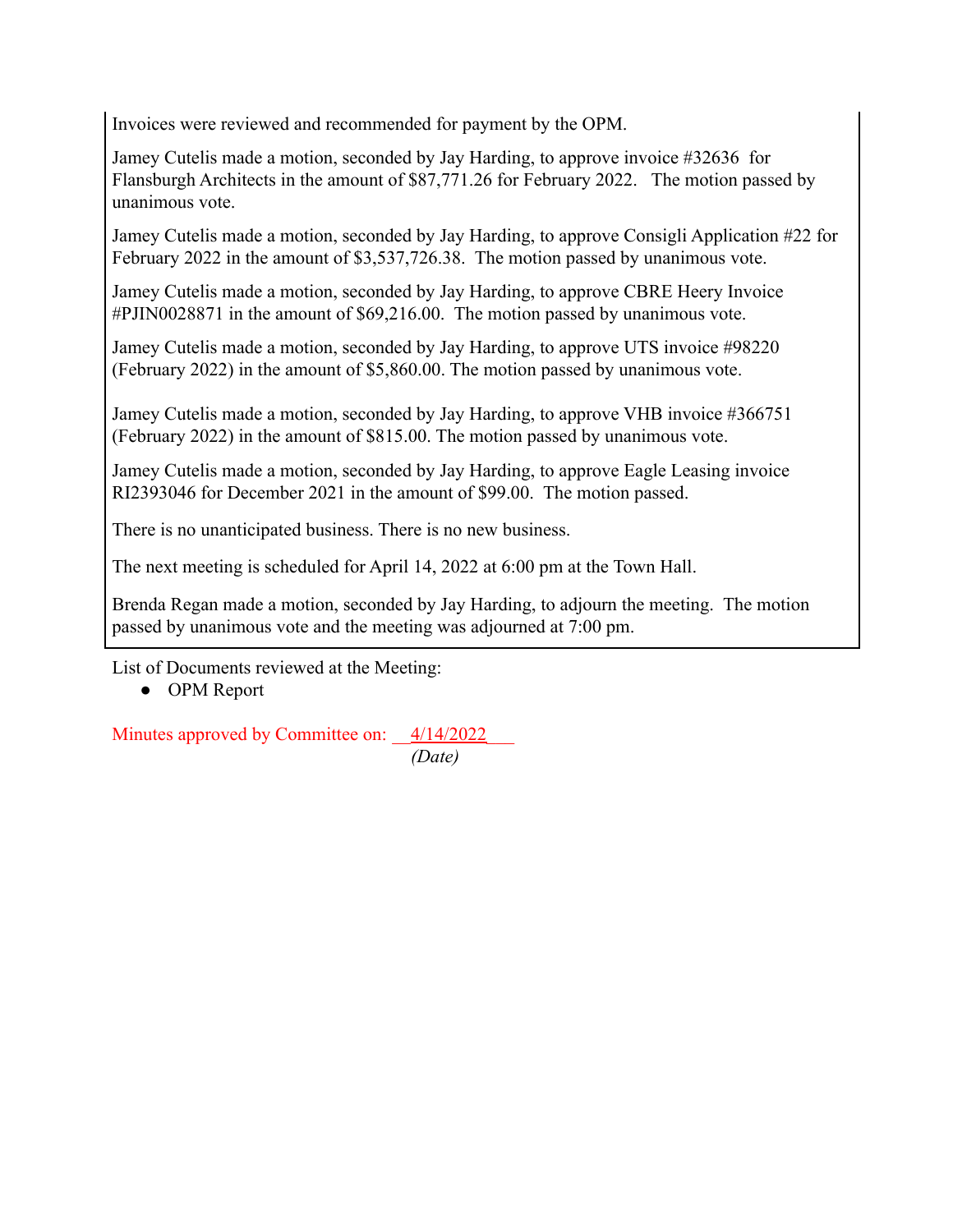Invoices were reviewed and recommended for payment by the OPM.

Jamey Cutelis made a motion, seconded by Jay Harding, to approve invoice #32636 for Flansburgh Architects in the amount of $87,771.26 for February 2022. The motion passed by unanimous vote.

Jamey Cutelis made a motion, seconded by Jay Harding, to approve Consigli Application #22 for February 2022 in the amount of $3,537,726.38. The motion passed by unanimous vote.

Jamey Cutelis made a motion, seconded by Jay Harding, to approve CBRE Heery Invoice #PJIN0028871 in the amount of $69,216.00. The motion passed by unanimous vote.

Jamey Cutelis made a motion, seconded by Jay Harding, to approve UTS invoice #98220 (February 2022) in the amount of $5,860.00. The motion passed by unanimous vote.

Jamey Cutelis made a motion, seconded by Jay Harding, to approve VHB invoice #366751 (February 2022) in the amount of $815.00. The motion passed by unanimous vote.

Jamey Cutelis made a motion, seconded by Jay Harding, to approve Eagle Leasing invoice RI2393046 for December 2021 in the amount of $99.00. The motion passed.

There is no unanticipated business. There is no new business.

The next meeting is scheduled for April 14, 2022 at 6:00 pm at the Town Hall.

Brenda Regan made a motion, seconded by Jay Harding, to adjourn the meeting. The motion passed by unanimous vote and the meeting was adjourned at 7:00 pm.

List of Documents reviewed at the Meeting:

- OPM Report

Minutes approved by Committee on: 4/14/2022
*(Date)*